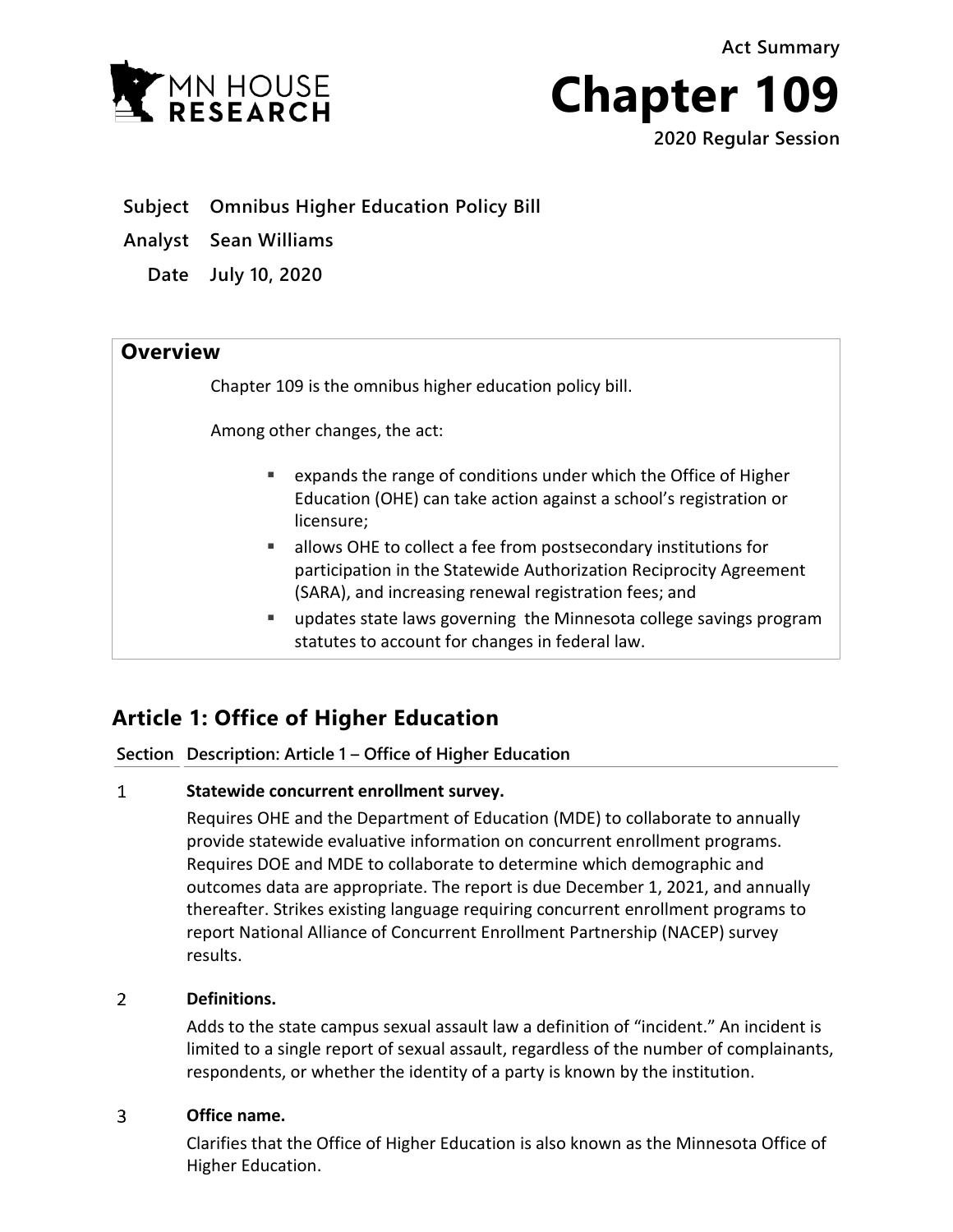Act Summary

# Chapter 109

**2020 Regular Session**

MN HOUSE RESEARCH

**Subject** Omnibus Higher Education Policy Bill

**Analyst** Sean Williams

**Date** July 10, 2020

## Overview

Chapter 109 is the omnibus higher education policy bill.

Among other changes, the act:

- expands the range of conditions under which the Office of Higher Education (OHE) can take action against a school's registration or licensure;
- allows OHE to collect a fee from postsecondary institutions for participation in the Statewide Authorization Reciprocity Agreement (SARA), and increasing renewal registration fees; and
- updates state laws governing the Minnesota college savings program statutes to account for changes in federal law.

## Article 1: Office of Higher Education

| Section | Description: Article 1 – Office of Higher Education |
|---|---|
| 1 | **Statewide concurrent enrollment survey.** Requires OHE and the Department of Education (MDE) to collaborate to annually provide statewide evaluative information on concurrent enrollment programs. Requires DOE and MDE to collaborate to determine which demographic and outcomes data are appropriate. The report is due December 1, 2021, and annually thereafter. Strikes existing language requiring concurrent enrollment programs to report National Alliance of Concurrent Enrollment Partnership (NACEP) survey results. |
| 2 | **Definitions.** Adds to the state campus sexual assault law a definition of "incident." An incident is limited to a single report of sexual assault, regardless of the number of complainants, respondents, or whether the identity of a party is known by the institution. |
| 3 | **Office name.** Clarifies that the Office of Higher Education is also known as the Minnesota Office of Higher Education. |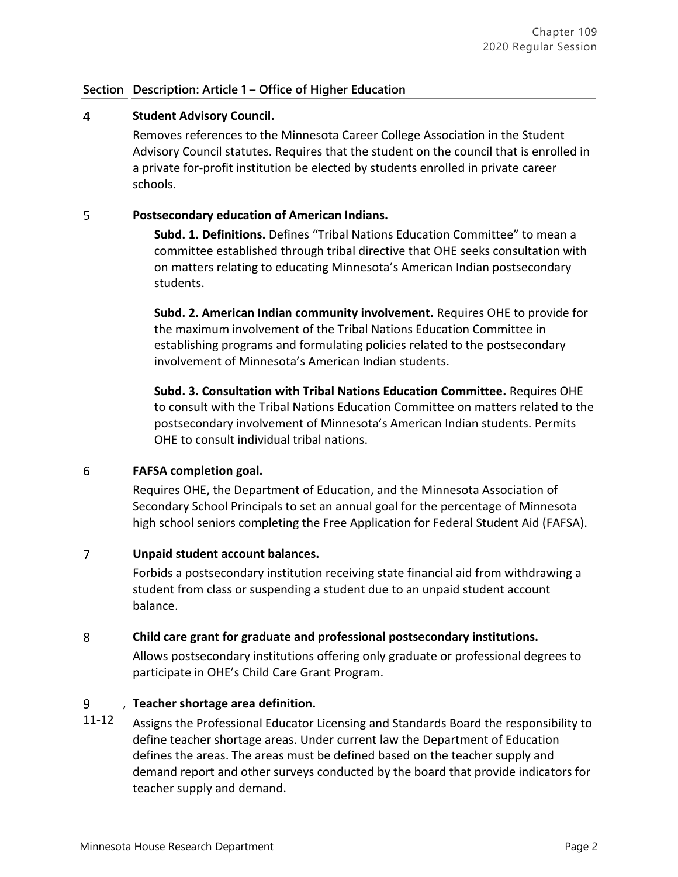| Section | Description: Article 1 – Office of Higher Education |
|---|---|
| 4 | **Student Advisory Council.**<br>Removes references to the Minnesota Career College Association in the Student Advisory Council statutes. Requires that the student on the council that is enrolled in a private for-profit institution be elected by students enrolled in private career schools. |
| 5 | **Postsecondary education of American Indians.**<br>**Subd. 1. Definitions.** Defines "Tribal Nations Education Committee" to mean a committee established through tribal directive that OHE seeks consultation with on matters relating to educating Minnesota's American Indian postsecondary students.<br>**Subd. 2. American Indian community involvement.** Requires OHE to provide for the maximum involvement of the Tribal Nations Education Committee in establishing programs and formulating policies related to the postsecondary involvement of Minnesota's American Indian students.<br>**Subd. 3. Consultation with Tribal Nations Education Committee.** Requires OHE to consult with the Tribal Nations Education Committee on matters related to the postsecondary involvement of Minnesota's American Indian students. Permits OHE to consult individual tribal nations. |
| 6 | **FAFSA completion goal.**<br>Requires OHE, the Department of Education, and the Minnesota Association of Secondary School Principals to set an annual goal for the percentage of Minnesota high school seniors completing the Free Application for Federal Student Aid (FAFSA). |
| 7 | **Unpaid student account balances.**<br>Forbids a postsecondary institution receiving state financial aid from withdrawing a student from class or suspending a student due to an unpaid student account balance. |
| 8 | **Child care grant for graduate and professional postsecondary institutions.**<br>Allows postsecondary institutions offering only graduate or professional degrees to participate in OHE's Child Care Grant Program. |
| 9, 11-12 | **Teacher shortage area definition.**<br>Assigns the Professional Educator Licensing and Standards Board the responsibility to define teacher shortage areas. Under current law the Department of Education defines the areas. The areas must be defined based on the teacher supply and demand report and other surveys conducted by the board that provide indicators for teacher supply and demand. |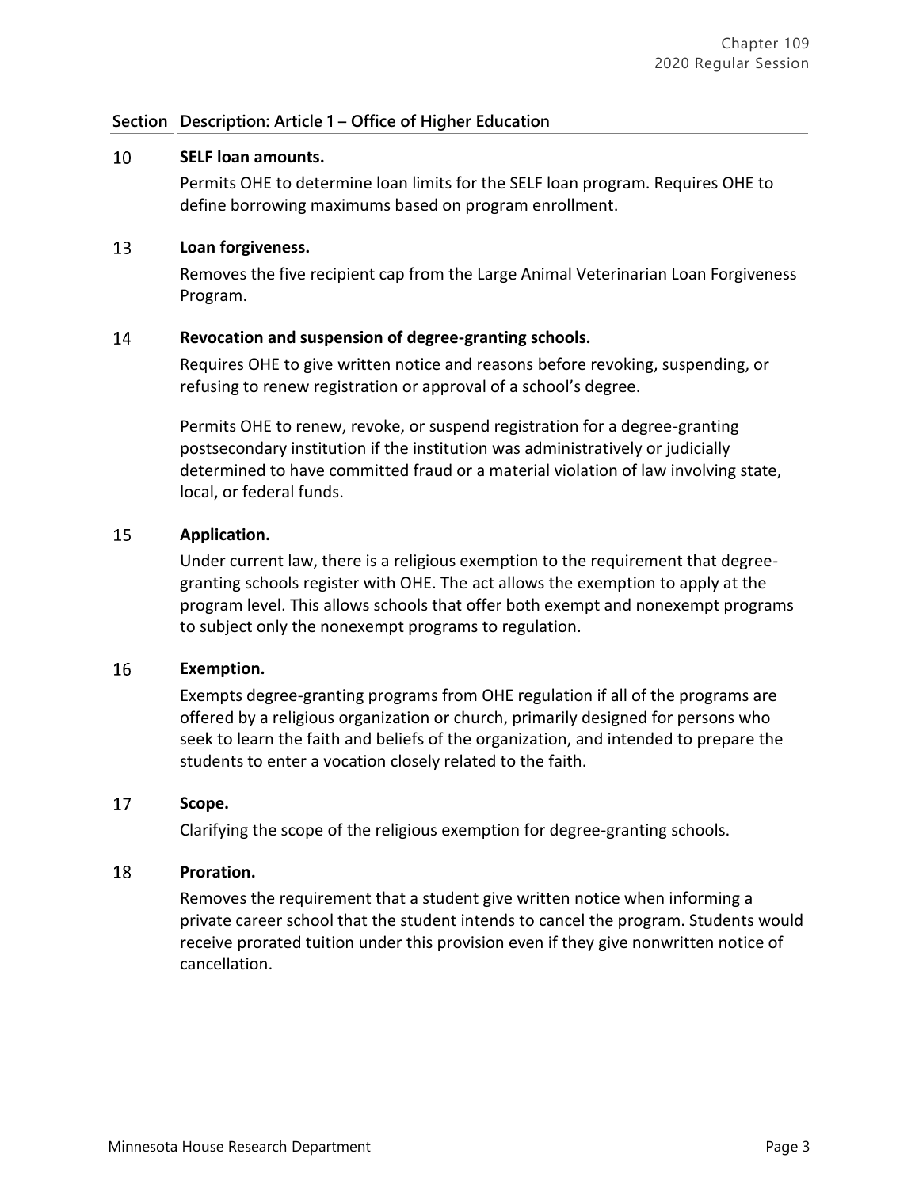| Section | Description: Article 1 – Office of Higher Education |
|---|---|
| 10 | **SELF loan amounts.**<br>Permits OHE to determine loan limits for the SELF loan program. Requires OHE to define borrowing maximums based on program enrollment. |
| 13 | **Loan forgiveness.**<br>Removes the five recipient cap from the Large Animal Veterinarian Loan Forgiveness Program. |
| 14 | **Revocation and suspension of degree-granting schools.**<br>Requires OHE to give written notice and reasons before revoking, suspending, or refusing to renew registration or approval of a school's degree.<br><br>Permits OHE to renew, revoke, or suspend registration for a degree-granting postsecondary institution if the institution was administratively or judicially determined to have committed fraud or a material violation of law involving state, local, or federal funds. |
| 15 | **Application.**<br>Under current law, there is a religious exemption to the requirement that degree-granting schools register with OHE. The act allows the exemption to apply at the program level. This allows schools that offer both exempt and nonexempt programs to subject only the nonexempt programs to regulation. |
| 16 | **Exemption.**<br>Exempts degree-granting programs from OHE regulation if all of the programs are offered by a religious organization or church, primarily designed for persons who seek to learn the faith and beliefs of the organization, and intended to prepare the students to enter a vocation closely related to the faith. |
| 17 | **Scope.**<br>Clarifying the scope of the religious exemption for degree-granting schools. |
| 18 | **Proration.**<br>Removes the requirement that a student give written notice when informing a private career school that the student intends to cancel the program. Students would receive prorated tuition under this provision even if they give nonwritten notice of cancellation. |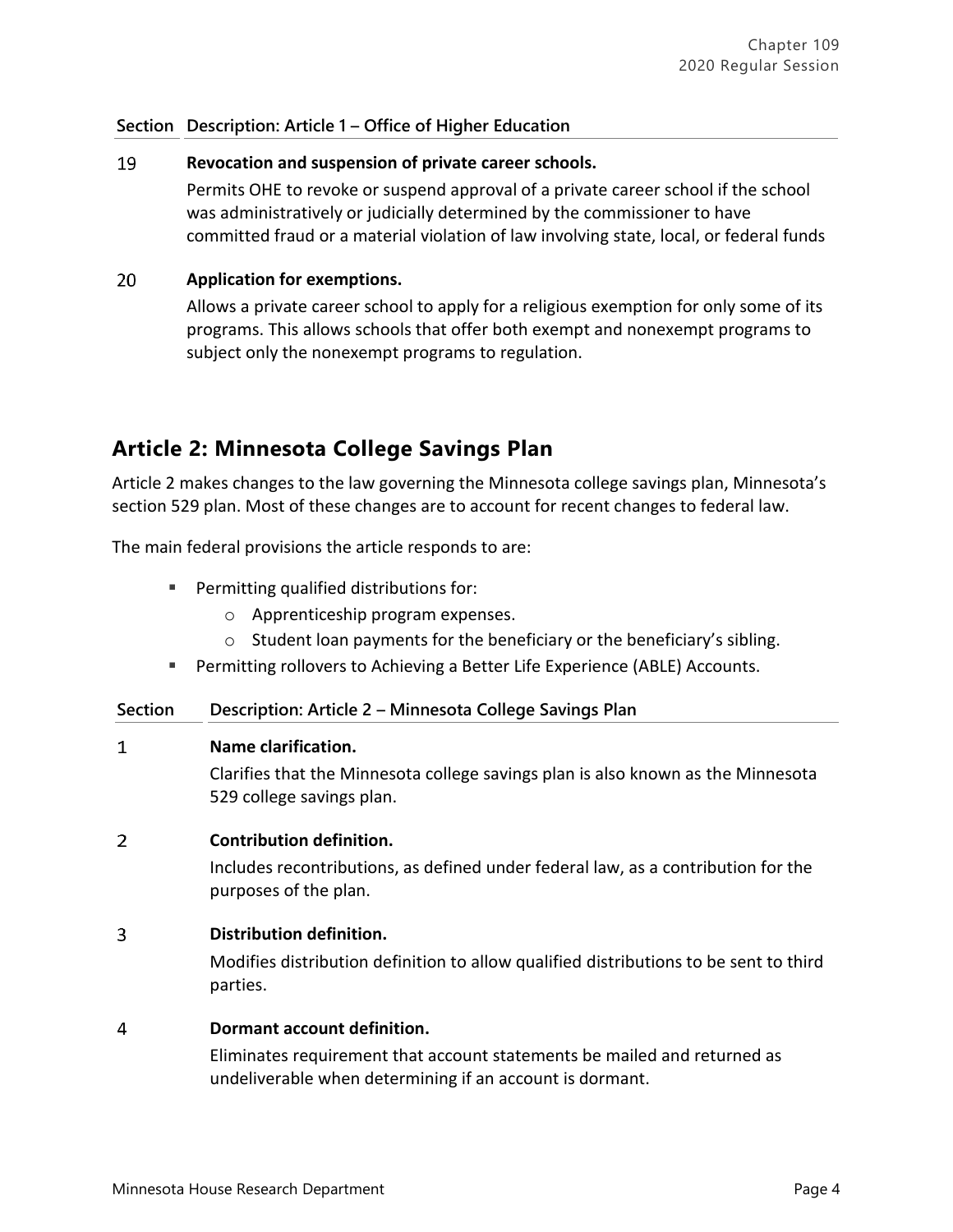| Section | Description: Article 1 – Office of Higher Education |
|---|---|
| 19 | **Revocation and suspension of private career schools.** Permits OHE to revoke or suspend approval of a private career school if the school was administratively or judicially determined by the commissioner to have committed fraud or a material violation of law involving state, local, or federal funds |
| 20 | **Application for exemptions.** Allows a private career school to apply for a religious exemption for only some of its programs. This allows schools that offer both exempt and nonexempt programs to subject only the nonexempt programs to regulation. |

## Article 2: Minnesota College Savings Plan

Article 2 makes changes to the law governing the Minnesota college savings plan, Minnesota's section 529 plan. Most of these changes are to account for recent changes to federal law.

The main federal provisions the article responds to are:

- Permitting qualified distributions for:
  - Apprenticeship program expenses.
  - Student loan payments for the beneficiary or the beneficiary's sibling.
- Permitting rollovers to Achieving a Better Life Experience (ABLE) Accounts.

| Section | Description: Article 2 – Minnesota College Savings Plan |
|---|---|
| 1 | **Name clarification.** Clarifies that the Minnesota college savings plan is also known as the Minnesota 529 college savings plan. |
| 2 | **Contribution definition.** Includes recontributions, as defined under federal law, as a contribution for the purposes of the plan. |
| 3 | **Distribution definition.** Modifies distribution definition to allow qualified distributions to be sent to third parties. |
| 4 | **Dormant account definition.** Eliminates requirement that account statements be mailed and returned as undeliverable when determining if an account is dormant. |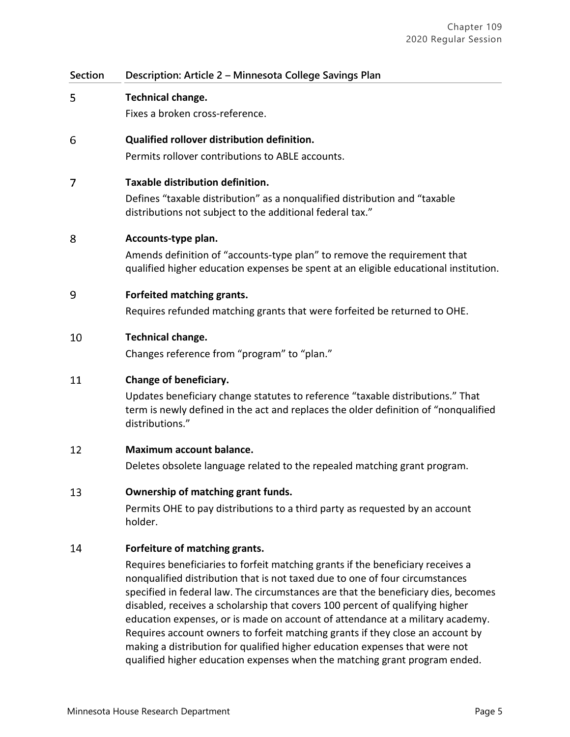| Section | Description: Article 2 – Minnesota College Savings Plan |
|---|---|
| 5 | **Technical change.**<br>Fixes a broken cross-reference. |
| 6 | **Qualified rollover distribution definition.**<br>Permits rollover contributions to ABLE accounts. |
| 7 | **Taxable distribution definition.**<br>Defines "taxable distribution" as a nonqualified distribution and "taxable distributions not subject to the additional federal tax." |
| 8 | **Accounts-type plan.**<br>Amends definition of "accounts-type plan" to remove the requirement that qualified higher education expenses be spent at an eligible educational institution. |
| 9 | **Forfeited matching grants.**<br>Requires refunded matching grants that were forfeited be returned to OHE. |
| 10 | **Technical change.**<br>Changes reference from "program" to "plan." |
| 11 | **Change of beneficiary.**<br>Updates beneficiary change statutes to reference "taxable distributions." That term is newly defined in the act and replaces the older definition of "nonqualified distributions." |
| 12 | **Maximum account balance.**<br>Deletes obsolete language related to the repealed matching grant program. |
| 13 | **Ownership of matching grant funds.**<br>Permits OHE to pay distributions to a third party as requested by an account holder. |
| 14 | **Forfeiture of matching grants.**<br>Requires beneficiaries to forfeit matching grants if the beneficiary receives a nonqualified distribution that is not taxed due to one of four circumstances specified in federal law. The circumstances are that the beneficiary dies, becomes disabled, receives a scholarship that covers 100 percent of qualifying higher education expenses, or is made on account of attendance at a military academy. Requires account owners to forfeit matching grants if they close an account by making a distribution for qualified higher education expenses that were not qualified higher education expenses when the matching grant program ended. |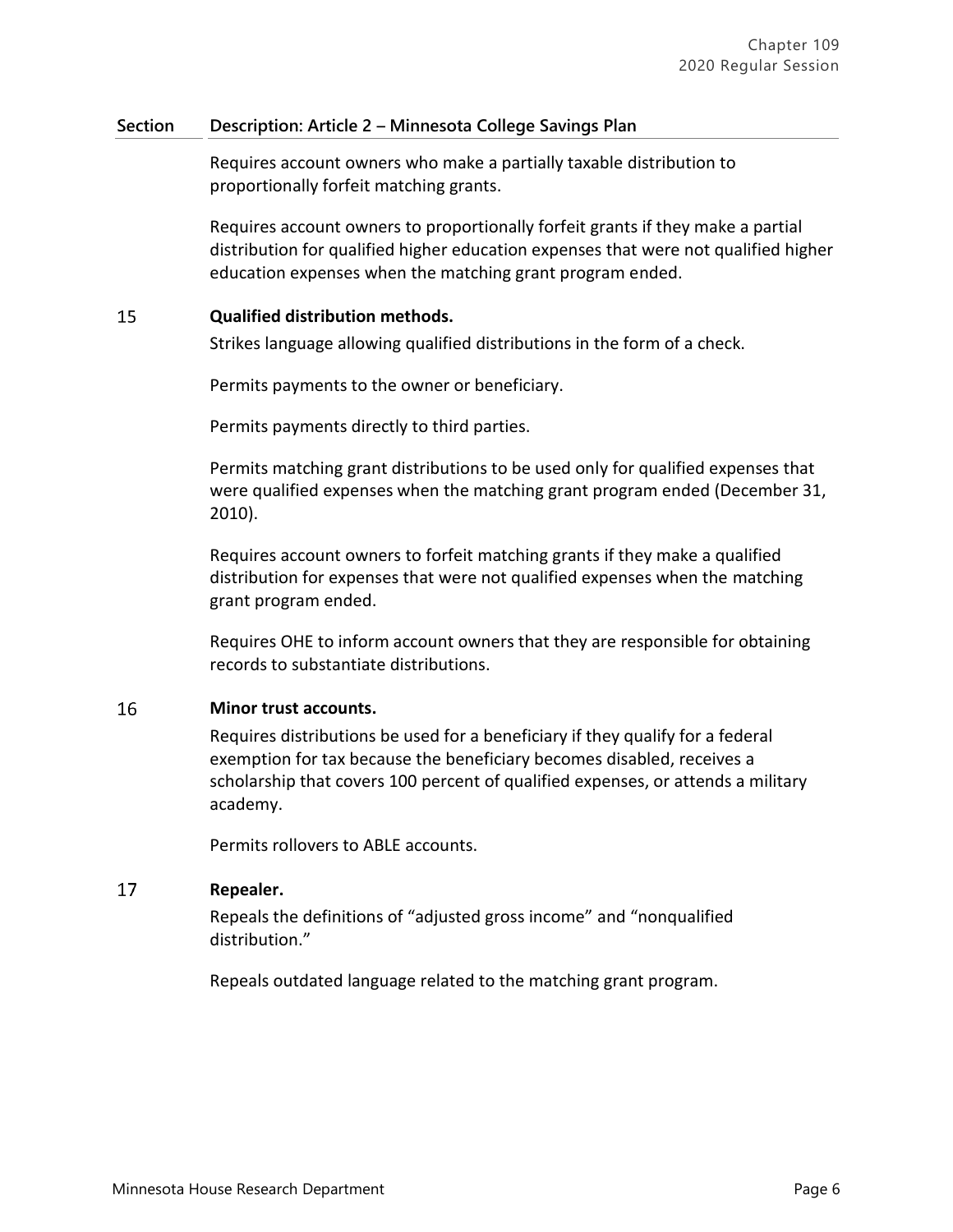| Section | Description: Article 2 – Minnesota College Savings Plan |
|---|---|
| | Requires account owners who make a partially taxable distribution to proportionally forfeit matching grants.<br><br>Requires account owners to proportionally forfeit grants if they make a partial distribution for qualified higher education expenses that were not qualified higher education expenses when the matching grant program ended. |
| 15 | **Qualified distribution methods.**<br>Strikes language allowing qualified distributions in the form of a check.<br><br>Permits payments to the owner or beneficiary.<br><br>Permits payments directly to third parties.<br><br>Permits matching grant distributions to be used only for qualified expenses that were qualified expenses when the matching grant program ended (December 31, 2010).<br><br>Requires account owners to forfeit matching grants if they make a qualified distribution for expenses that were not qualified expenses when the matching grant program ended.<br><br>Requires OHE to inform account owners that they are responsible for obtaining records to substantiate distributions. |
| 16 | **Minor trust accounts.**<br>Requires distributions be used for a beneficiary if they qualify for a federal exemption for tax because the beneficiary becomes disabled, receives a scholarship that covers 100 percent of qualified expenses, or attends a military academy.<br><br>Permits rollovers to ABLE accounts. |
| 17 | **Repealer.**<br>Repeals the definitions of "adjusted gross income" and "nonqualified distribution."<br><br>Repeals outdated language related to the matching grant program. |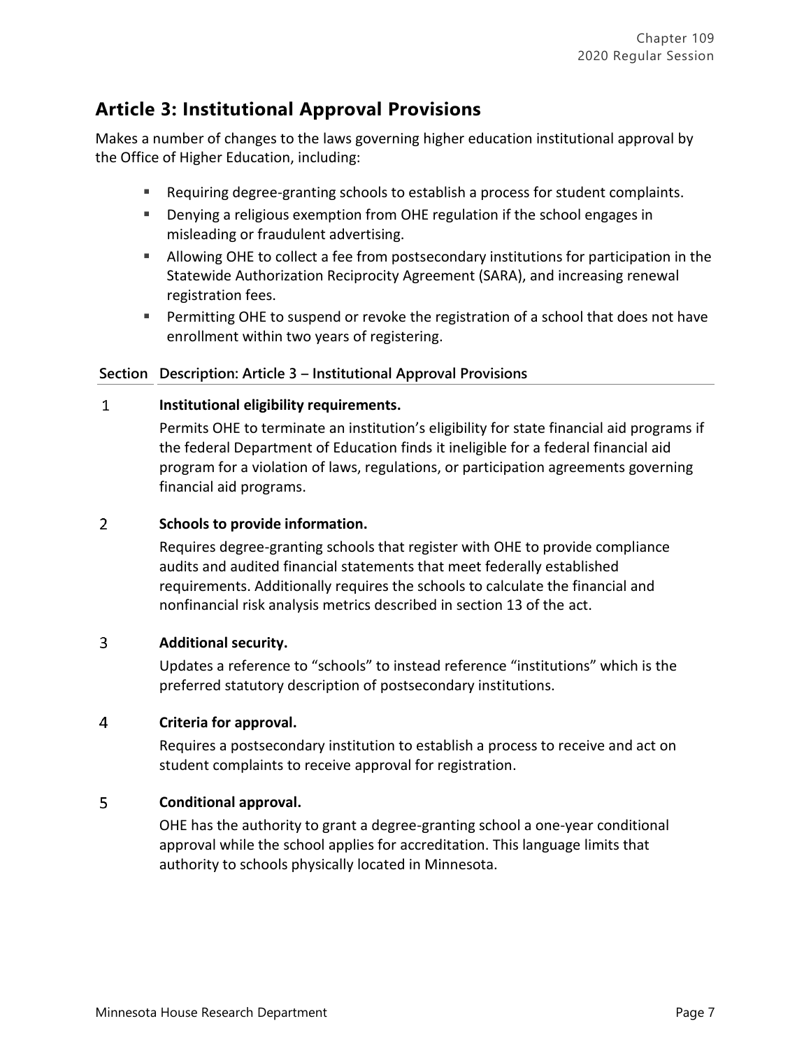## Article 3: Institutional Approval Provisions

Makes a number of changes to the laws governing higher education institutional approval by the Office of Higher Education, including:

- Requiring degree-granting schools to establish a process for student complaints.
- Denying a religious exemption from OHE regulation if the school engages in misleading or fraudulent advertising.
- Allowing OHE to collect a fee from postsecondary institutions for participation in the Statewide Authorization Reciprocity Agreement (SARA), and increasing renewal registration fees.
- Permitting OHE to suspend or revoke the registration of a school that does not have enrollment within two years of registering.

| Section | Description: Article 3 – Institutional Approval Provisions |
|---|---|
| 1 | **Institutional eligibility requirements.** Permits OHE to terminate an institution's eligibility for state financial aid programs if the federal Department of Education finds it ineligible for a federal financial aid program for a violation of laws, regulations, or participation agreements governing financial aid programs. |
| 2 | **Schools to provide information.** Requires degree-granting schools that register with OHE to provide compliance audits and audited financial statements that meet federally established requirements. Additionally requires the schools to calculate the financial and nonfinancial risk analysis metrics described in section 13 of the act. |
| 3 | **Additional security.** Updates a reference to "schools" to instead reference "institutions" which is the preferred statutory description of postsecondary institutions. |
| 4 | **Criteria for approval.** Requires a postsecondary institution to establish a process to receive and act on student complaints to receive approval for registration. |
| 5 | **Conditional approval.** OHE has the authority to grant a degree-granting school a one-year conditional approval while the school applies for accreditation. This language limits that authority to schools physically located in Minnesota. |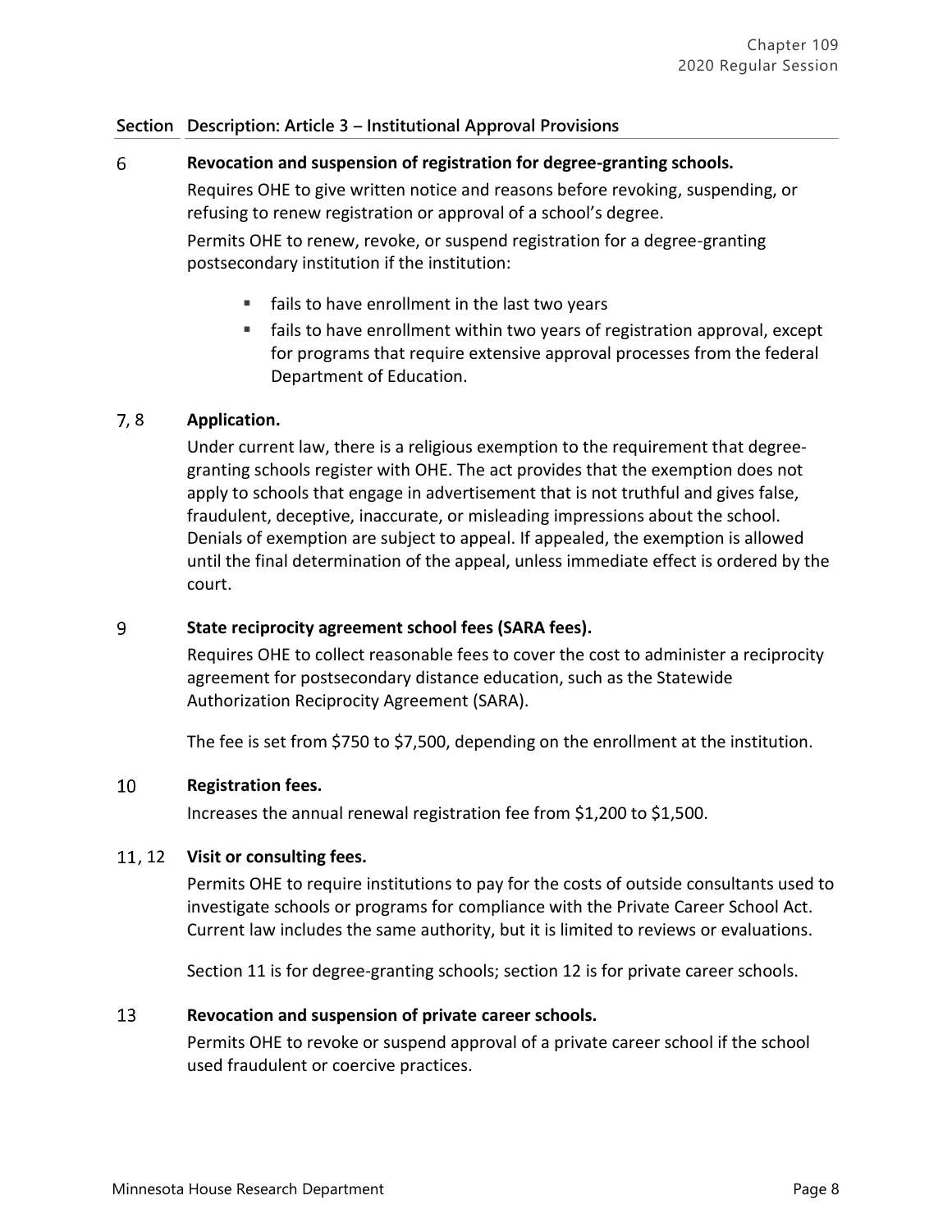**Section Description: Article 3 – Institutional Approval Provisions**

**6 Revocation and suspension of registration for degree-granting schools.**

Requires OHE to give written notice and reasons before revoking, suspending, or refusing to renew registration or approval of a school's degree.

Permits OHE to renew, revoke, or suspend registration for a degree-granting postsecondary institution if the institution:

- fails to have enrollment in the last two years
- fails to have enrollment within two years of registration approval, except for programs that require extensive approval processes from the federal Department of Education.

**7, 8 Application.**

Under current law, there is a religious exemption to the requirement that degree-granting schools register with OHE. The act provides that the exemption does not apply to schools that engage in advertisement that is not truthful and gives false, fraudulent, deceptive, inaccurate, or misleading impressions about the school. Denials of exemption are subject to appeal. If appealed, the exemption is allowed until the final determination of the appeal, unless immediate effect is ordered by the court.

**9 State reciprocity agreement school fees (SARA fees).**

Requires OHE to collect reasonable fees to cover the cost to administer a reciprocity agreement for postsecondary distance education, such as the Statewide Authorization Reciprocity Agreement (SARA).

The fee is set from $750 to $7,500, depending on the enrollment at the institution.

**10 Registration fees.**

Increases the annual renewal registration fee from $1,200 to $1,500.

**11, 12 Visit or consulting fees.**

Permits OHE to require institutions to pay for the costs of outside consultants used to investigate schools or programs for compliance with the Private Career School Act. Current law includes the same authority, but it is limited to reviews or evaluations.

Section 11 is for degree-granting schools; section 12 is for private career schools.

**13 Revocation and suspension of private career schools.**

Permits OHE to revoke or suspend approval of a private career school if the school used fraudulent or coercive practices.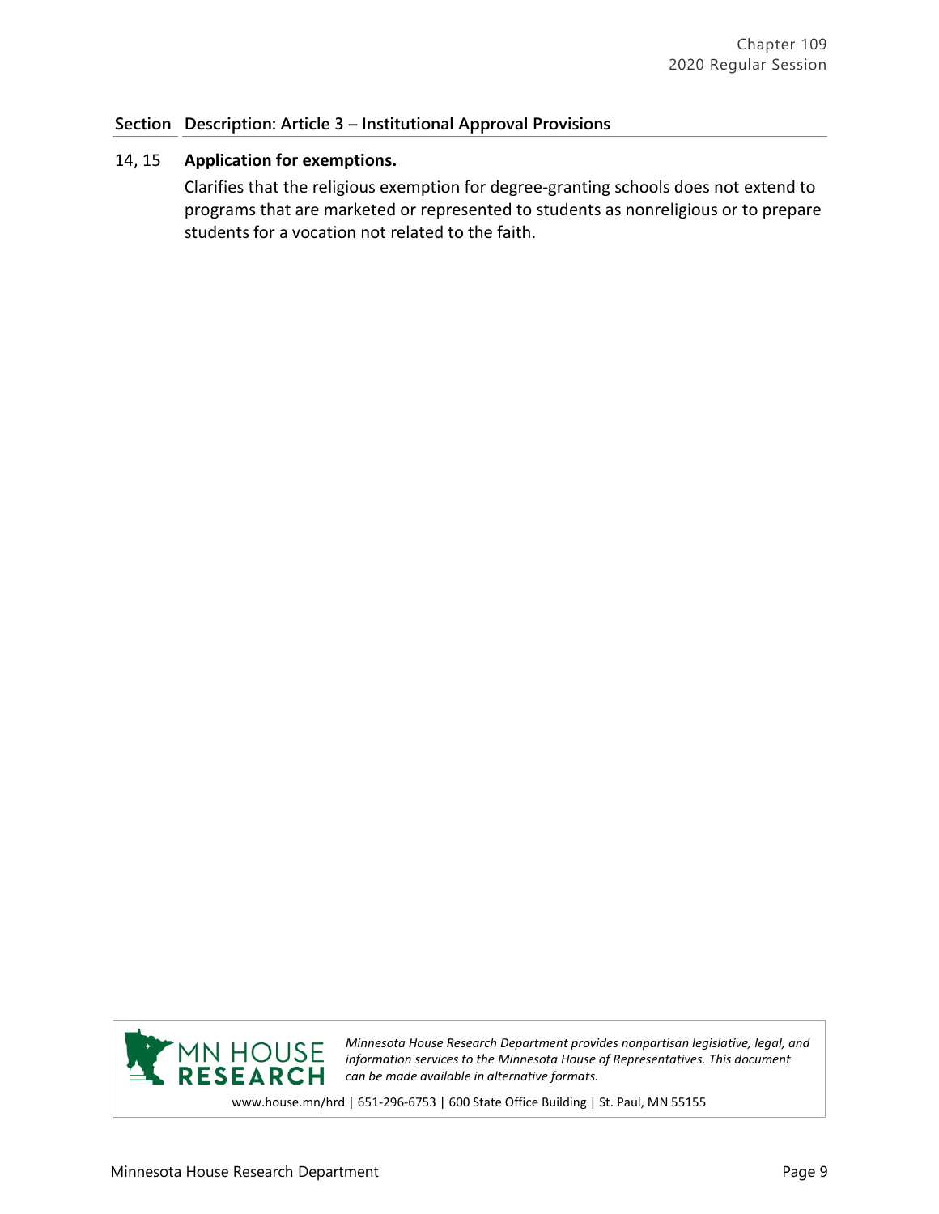| Section | Description: Article 3 – Institutional Approval Provisions |
|---|---|
| 14, 15 | **Application for exemptions.** Clarifies that the religious exemption for degree-granting schools does not extend to programs that are marketed or represented to students as nonreligious or to prepare students for a vocation not related to the faith. |

MN HOUSE RESEARCH

*Minnesota House Research Department provides nonpartisan legislative, legal, and information services to the Minnesota House of Representatives. This document can be made available in alternative formats.*

www.house.mn/hrd | 651-296-6753 | 600 State Office Building | St. Paul, MN 55155